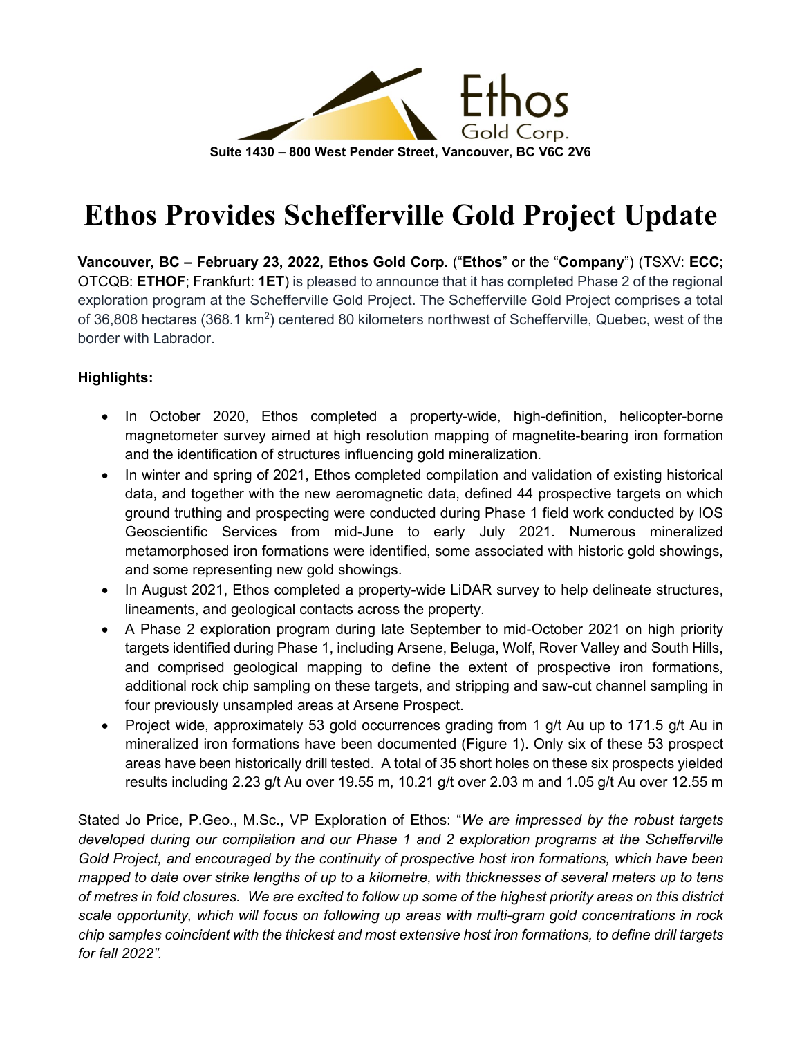Ethos Gold Corp.

**Suite 1430 – 800 West Pender Street, Vancouver, BC V6C 2V6**

# Ethos Provides Schefferville Gold Project Update

**Vancouver, BC – February 23, 2022, Ethos Gold Corp.** ("**Ethos**" or the "**Company**") (TSXV: **ECC**; OTCQB: **ETHOF**; Frankfurt: **1ET**) is pleased to announce that it has completed Phase 2 of the regional exploration program at the Schefferville Gold Project. The Schefferville Gold Project comprises a total of 36,808 hectares (368.1 km$^2$) centered 80 kilometers northwest of Schefferville, Quebec, west of the border with Labrador.

**Highlights:**

- In October 2020, Ethos completed a property-wide, high-definition, helicopter-borne magnetometer survey aimed at high resolution mapping of magnetite-bearing iron formation and the identification of structures influencing gold mineralization.
- In winter and spring of 2021, Ethos completed compilation and validation of existing historical data, and together with the new aeromagnetic data, defined 44 prospective targets on which ground truthing and prospecting were conducted during Phase 1 field work conducted by IOS Geoscientific Services from mid-June to early July 2021. Numerous mineralized metamorphosed iron formations were identified, some associated with historic gold showings, and some representing new gold showings.
- In August 2021, Ethos completed a property-wide LiDAR survey to help delineate structures, lineaments, and geological contacts across the property.
- A Phase 2 exploration program during late September to mid-October 2021 on high priority targets identified during Phase 1, including Arsene, Beluga, Wolf, Rover Valley and South Hills, and comprised geological mapping to define the extent of prospective iron formations, additional rock chip sampling on these targets, and stripping and saw-cut channel sampling in four previously unsampled areas at Arsene Prospect.
- Project wide, approximately 53 gold occurrences grading from 1 g/t Au up to 171.5 g/t Au in mineralized iron formations have been documented (Figure 1). Only six of these 53 prospect areas have been historically drill tested. A total of 35 short holes on these six prospects yielded results including 2.23 g/t Au over 19.55 m, 10.21 g/t over 2.03 m and 1.05 g/t Au over 12.55 m

Stated Jo Price, P.Geo., M.Sc., VP Exploration of Ethos: "*We are impressed by the robust targets developed during our compilation and our Phase 1 and 2 exploration programs at the Schefferville Gold Project, and encouraged by the continuity of prospective host iron formations, which have been mapped to date over strike lengths of up to a kilometre, with thicknesses of several meters up to tens of metres in fold closures. We are excited to follow up some of the highest priority areas on this district scale opportunity, which will focus on following up areas with multi-gram gold concentrations in rock chip samples coincident with the thickest and most extensive host iron formations, to define drill targets for fall 2022".*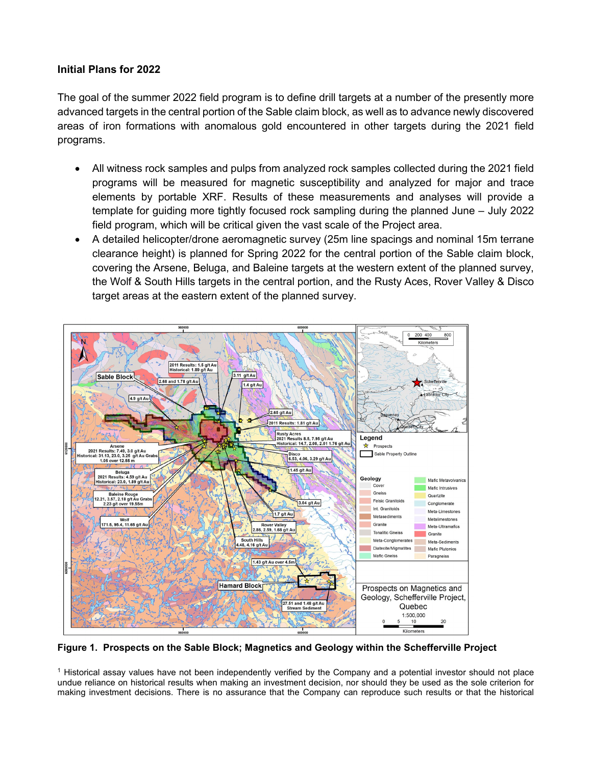**Initial Plans for 2022**

The goal of the summer 2022 field program is to define drill targets at a number of the presently more advanced targets in the central portion of the Sable claim block, as well as to advance newly discovered areas of iron formations with anomalous gold encountered in other targets during the 2021 field programs.

- All witness rock samples and pulps from analyzed rock samples collected during the 2021 field programs will be measured for magnetic susceptibility and analyzed for major and trace elements by portable XRF. Results of these measurements and analyses will provide a template for guiding more tightly focused rock sampling during the planned June – July 2022 field program, which will be critical given the vast scale of the Project area.
- A detailed helicopter/drone aeromagnetic survey (25m line spacings and nominal 15m terrane clearance height) is planned for Spring 2022 for the central portion of the Sable claim block, covering the Arsene, Beluga, and Baleine targets at the western extent of the planned survey, the Wolf & South Hills targets in the central portion, and the Rusty Aces, Rover Valley & Disco target areas at the eastern extent of the planned survey.

**Figure 1. Prospects on the Sable Block; Magnetics and Geology within the Schefferville Project**

[1] Historical assay values have not been independently verified by the Company and a potential investor should not place undue reliance on historical results when making an investment decision, nor should they be used as the sole criterion for making investment decisions. There is no assurance that the Company can reproduce such results or that the historical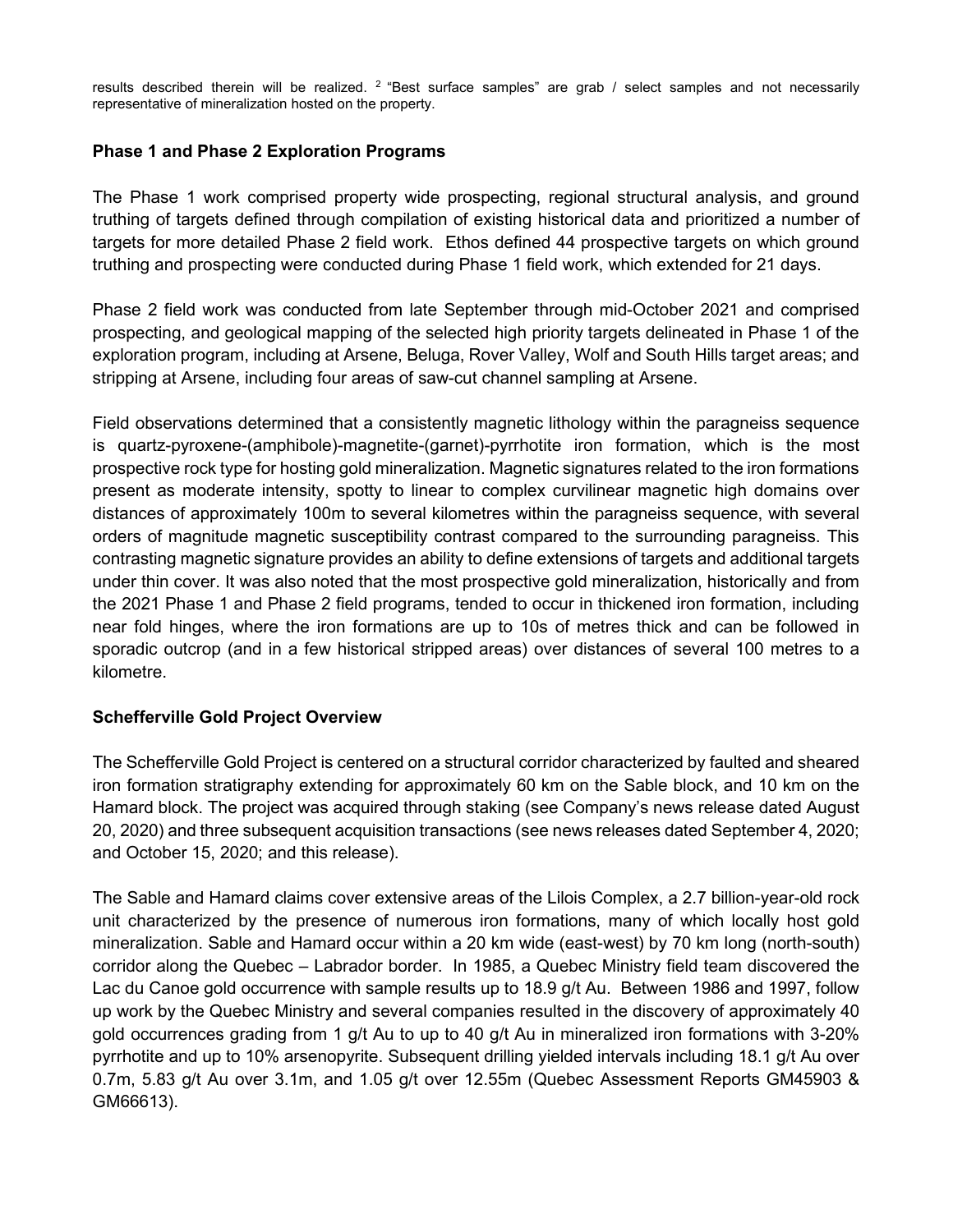results described therein will be realized. [2] "Best surface samples" are grab / select samples and not necessarily representative of mineralization hosted on the property.

## Phase 1 and Phase 2 Exploration Programs

The Phase 1 work comprised property wide prospecting, regional structural analysis, and ground truthing of targets defined through compilation of existing historical data and prioritized a number of targets for more detailed Phase 2 field work. Ethos defined 44 prospective targets on which ground truthing and prospecting were conducted during Phase 1 field work, which extended for 21 days.

Phase 2 field work was conducted from late September through mid-October 2021 and comprised prospecting, and geological mapping of the selected high priority targets delineated in Phase 1 of the exploration program, including at Arsene, Beluga, Rover Valley, Wolf and South Hills target areas; and stripping at Arsene, including four areas of saw-cut channel sampling at Arsene.

Field observations determined that a consistently magnetic lithology within the paragneiss sequence is quartz-pyroxene-(amphibole)-magnetite-(garnet)-pyrrhotite iron formation, which is the most prospective rock type for hosting gold mineralization. Magnetic signatures related to the iron formations present as moderate intensity, spotty to linear to complex curvilinear magnetic high domains over distances of approximately 100m to several kilometres within the paragneiss sequence, with several orders of magnitude magnetic susceptibility contrast compared to the surrounding paragneiss. This contrasting magnetic signature provides an ability to define extensions of targets and additional targets under thin cover. It was also noted that the most prospective gold mineralization, historically and from the 2021 Phase 1 and Phase 2 field programs, tended to occur in thickened iron formation, including near fold hinges, where the iron formations are up to 10s of metres thick and can be followed in sporadic outcrop (and in a few historical stripped areas) over distances of several 100 metres to a kilometre.

## Schefferville Gold Project Overview

The Schefferville Gold Project is centered on a structural corridor characterized by faulted and sheared iron formation stratigraphy extending for approximately 60 km on the Sable block, and 10 km on the Hamard block. The project was acquired through staking (see Company's news release dated August 20, 2020) and three subsequent acquisition transactions (see news releases dated September 4, 2020; and October 15, 2020; and this release).

The Sable and Hamard claims cover extensive areas of the Lilois Complex, a 2.7 billion-year-old rock unit characterized by the presence of numerous iron formations, many of which locally host gold mineralization. Sable and Hamard occur within a 20 km wide (east-west) by 70 km long (north-south) corridor along the Quebec – Labrador border. In 1985, a Quebec Ministry field team discovered the Lac du Canoe gold occurrence with sample results up to 18.9 g/t Au. Between 1986 and 1997, follow up work by the Quebec Ministry and several companies resulted in the discovery of approximately 40 gold occurrences grading from 1 g/t Au to up to 40 g/t Au in mineralized iron formations with 3-20% pyrrhotite and up to 10% arsenopyrite. Subsequent drilling yielded intervals including 18.1 g/t Au over 0.7m, 5.83 g/t Au over 3.1m, and 1.05 g/t over 12.55m (Quebec Assessment Reports GM45903 & GM66613).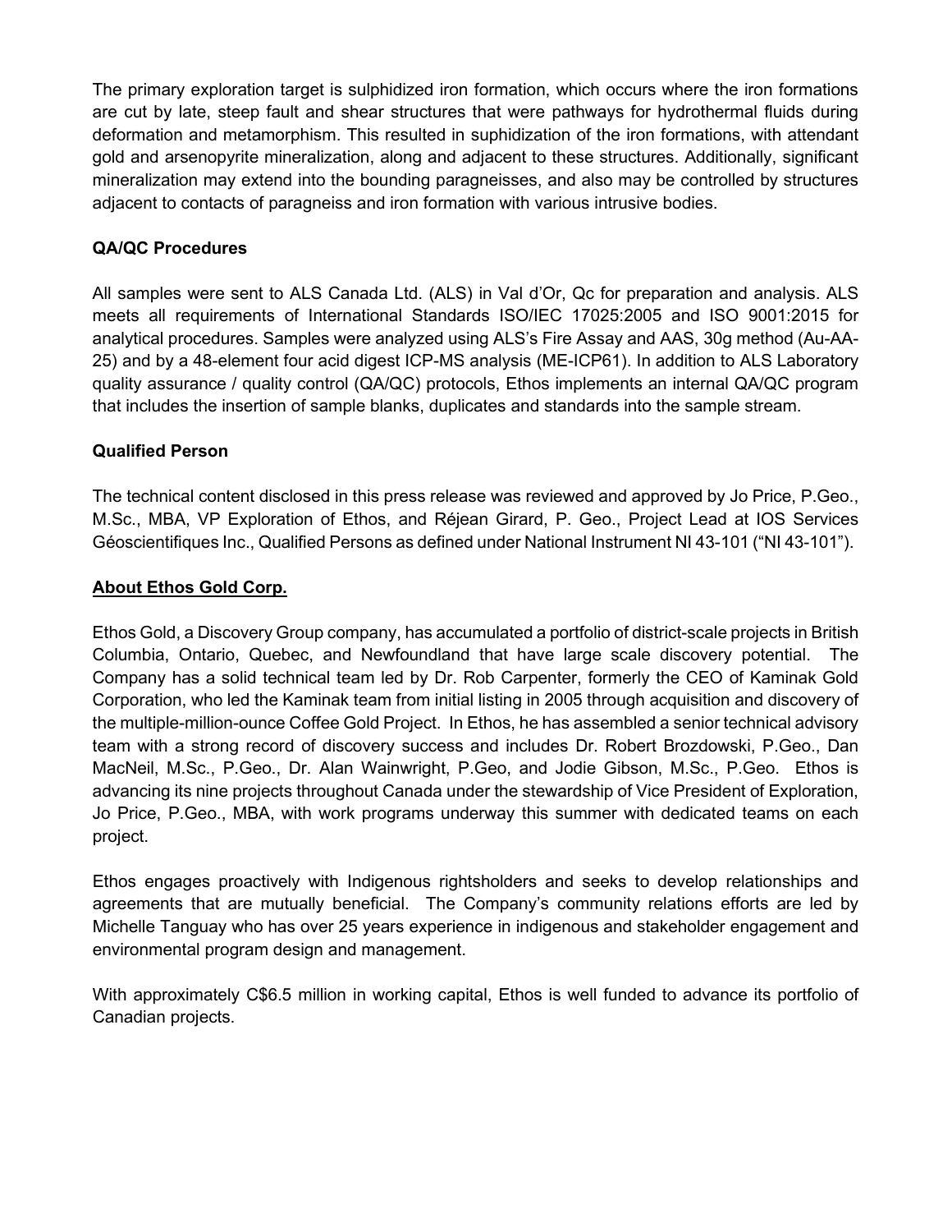The primary exploration target is sulphidized iron formation, which occurs where the iron formations are cut by late, steep fault and shear structures that were pathways for hydrothermal fluids during deformation and metamorphism. This resulted in suphidization of the iron formations, with attendant gold and arsenopyrite mineralization, along and adjacent to these structures. Additionally, significant mineralization may extend into the bounding paragneisses, and also may be controlled by structures adjacent to contacts of paragneiss and iron formation with various intrusive bodies.

**QA/QC Procedures**

All samples were sent to ALS Canada Ltd. (ALS) in Val d'Or, Qc for preparation and analysis. ALS meets all requirements of International Standards ISO/IEC 17025:2005 and ISO 9001:2015 for analytical procedures. Samples were analyzed using ALS's Fire Assay and AAS, 30g method (Au-AA-25) and by a 48-element four acid digest ICP-MS analysis (ME-ICP61). In addition to ALS Laboratory quality assurance / quality control (QA/QC) protocols, Ethos implements an internal QA/QC program that includes the insertion of sample blanks, duplicates and standards into the sample stream.

**Qualified Person**

The technical content disclosed in this press release was reviewed and approved by Jo Price, P.Geo., M.Sc., MBA, VP Exploration of Ethos, and Réjean Girard, P. Geo., Project Lead at IOS Services Géoscientifiques Inc., Qualified Persons as defined under National Instrument NI 43-101 ("NI 43-101").

**About Ethos Gold Corp.**

Ethos Gold, a Discovery Group company, has accumulated a portfolio of district-scale projects in British Columbia, Ontario, Quebec, and Newfoundland that have large scale discovery potential. The Company has a solid technical team led by Dr. Rob Carpenter, formerly the CEO of Kaminak Gold Corporation, who led the Kaminak team from initial listing in 2005 through acquisition and discovery of the multiple-million-ounce Coffee Gold Project. In Ethos, he has assembled a senior technical advisory team with a strong record of discovery success and includes Dr. Robert Brozdowski, P.Geo., Dan MacNeil, M.Sc., P.Geo., Dr. Alan Wainwright, P.Geo, and Jodie Gibson, M.Sc., P.Geo. Ethos is advancing its nine projects throughout Canada under the stewardship of Vice President of Exploration, Jo Price, P.Geo., MBA, with work programs underway this summer with dedicated teams on each project.

Ethos engages proactively with Indigenous rightsholders and seeks to develop relationships and agreements that are mutually beneficial. The Company's community relations efforts are led by Michelle Tanguay who has over 25 years experience in indigenous and stakeholder engagement and environmental program design and management.

With approximately C$6.5 million in working capital, Ethos is well funded to advance its portfolio of Canadian projects.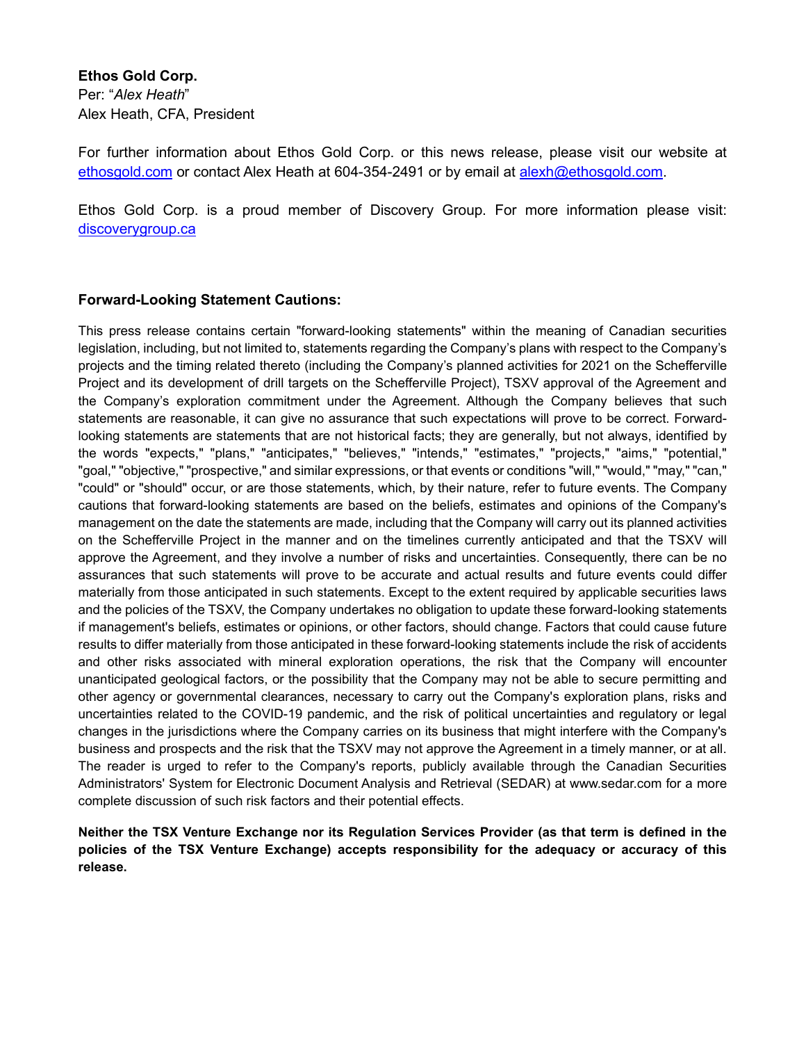**Ethos Gold Corp.**
Per: "*Alex Heath*"
Alex Heath, CFA, President

For further information about Ethos Gold Corp. or this news release, please visit our website at [ethosgold.com](ethosgold.com) or contact Alex Heath at 604-354-2491 or by email at [alexh@ethosgold.com](mailto:alexh@ethosgold.com).

Ethos Gold Corp. is a proud member of Discovery Group. For more information please visit: [discoverygroup.ca](discoverygroup.ca)

### Forward-Looking Statement Cautions:

This press release contains certain "forward-looking statements" within the meaning of Canadian securities legislation, including, but not limited to, statements regarding the Company's plans with respect to the Company's projects and the timing related thereto (including the Company's planned activities for 2021 on the Schefferville Project and its development of drill targets on the Schefferville Project), TSXV approval of the Agreement and the Company's exploration commitment under the Agreement. Although the Company believes that such statements are reasonable, it can give no assurance that such expectations will prove to be correct. Forward-looking statements are statements that are not historical facts; they are generally, but not always, identified by the words "expects," "plans," "anticipates," "believes," "intends," "estimates," "projects," "aims," "potential," "goal," "objective," "prospective," and similar expressions, or that events or conditions "will," "would," "may," "can," "could" or "should" occur, or are those statements, which, by their nature, refer to future events. The Company cautions that forward-looking statements are based on the beliefs, estimates and opinions of the Company's management on the date the statements are made, including that the Company will carry out its planned activities on the Schefferville Project in the manner and on the timelines currently anticipated and that the TSXV will approve the Agreement, and they involve a number of risks and uncertainties. Consequently, there can be no assurances that such statements will prove to be accurate and actual results and future events could differ materially from those anticipated in such statements. Except to the extent required by applicable securities laws and the policies of the TSXV, the Company undertakes no obligation to update these forward-looking statements if management's beliefs, estimates or opinions, or other factors, should change. Factors that could cause future results to differ materially from those anticipated in these forward-looking statements include the risk of accidents and other risks associated with mineral exploration operations, the risk that the Company will encounter unanticipated geological factors, or the possibility that the Company may not be able to secure permitting and other agency or governmental clearances, necessary to carry out the Company's exploration plans, risks and uncertainties related to the COVID-19 pandemic, and the risk of political uncertainties and regulatory or legal changes in the jurisdictions where the Company carries on its business that might interfere with the Company's business and prospects and the risk that the TSXV may not approve the Agreement in a timely manner, or at all. The reader is urged to refer to the Company's reports, publicly available through the Canadian Securities Administrators' System for Electronic Document Analysis and Retrieval (SEDAR) at www.sedar.com for a more complete discussion of such risk factors and their potential effects.

**Neither the TSX Venture Exchange nor its Regulation Services Provider (as that term is defined in the policies of the TSX Venture Exchange) accepts responsibility for the adequacy or accuracy of this release.**